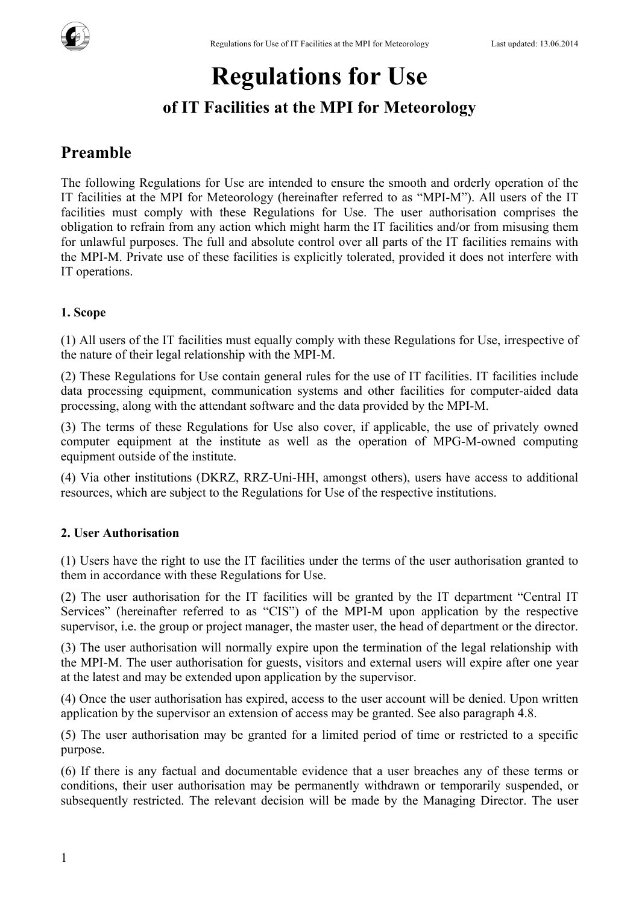# Regulations for Use

## of IT Facilities at the MPI for Meteorology

## Preamble

The following Regulations for Use are intended to ensure the smooth and orderly operation of the IT facilities at the MPI for Meteorology (hereinafter referred to as "MPI-M"). All users of the IT facilities must comply with these Regulations for Use. The user authorisation comprises the obligation to refrain from any action which might harm the IT facilities and/or from misusing them for unlawful purposes. The full and absolute control over all parts of the IT facilities remains with the MPI-M. Private use of these facilities is explicitly tolerated, provided it does not interfere with IT operations.

### 1. Scope

(1) All users of the IT facilities must equally comply with these Regulations for Use, irrespective of the nature of their legal relationship with the MPI-M.

(2) These Regulations for Use contain general rules for the use of IT facilities. IT facilities include data processing equipment, communication systems and other facilities for computer-aided data processing, along with the attendant software and the data provided by the MPI-M.

(3) The terms of these Regulations for Use also cover, if applicable, the use of privately owned computer equipment at the institute as well as the operation of MPG-M-owned computing equipment outside of the institute.

(4) Via other institutions (DKRZ, RRZ-Uni-HH, amongst others), users have access to additional resources, which are subject to the Regulations for Use of the respective institutions.

### 2. User Authorisation

(1) Users have the right to use the IT facilities under the terms of the user authorisation granted to them in accordance with these Regulations for Use.

(2) The user authorisation for the IT facilities will be granted by the IT department "Central IT Services" (hereinafter referred to as "CIS") of the MPI-M upon application by the respective supervisor, i.e. the group or project manager, the master user, the head of department or the director.

(3) The user authorisation will normally expire upon the termination of the legal relationship with the MPI-M. The user authorisation for guests, visitors and external users will expire after one year at the latest and may be extended upon application by the supervisor.

(4) Once the user authorisation has expired, access to the user account will be denied. Upon written application by the supervisor an extension of access may be granted. See also paragraph 4.8.

(5) The user authorisation may be granted for a limited period of time or restricted to a specific purpose.

(6) If there is any factual and documentable evidence that a user breaches any of these terms or conditions, their user authorisation may be permanently withdrawn or temporarily suspended, or subsequently restricted. The relevant decision will be made by the Managing Director. The user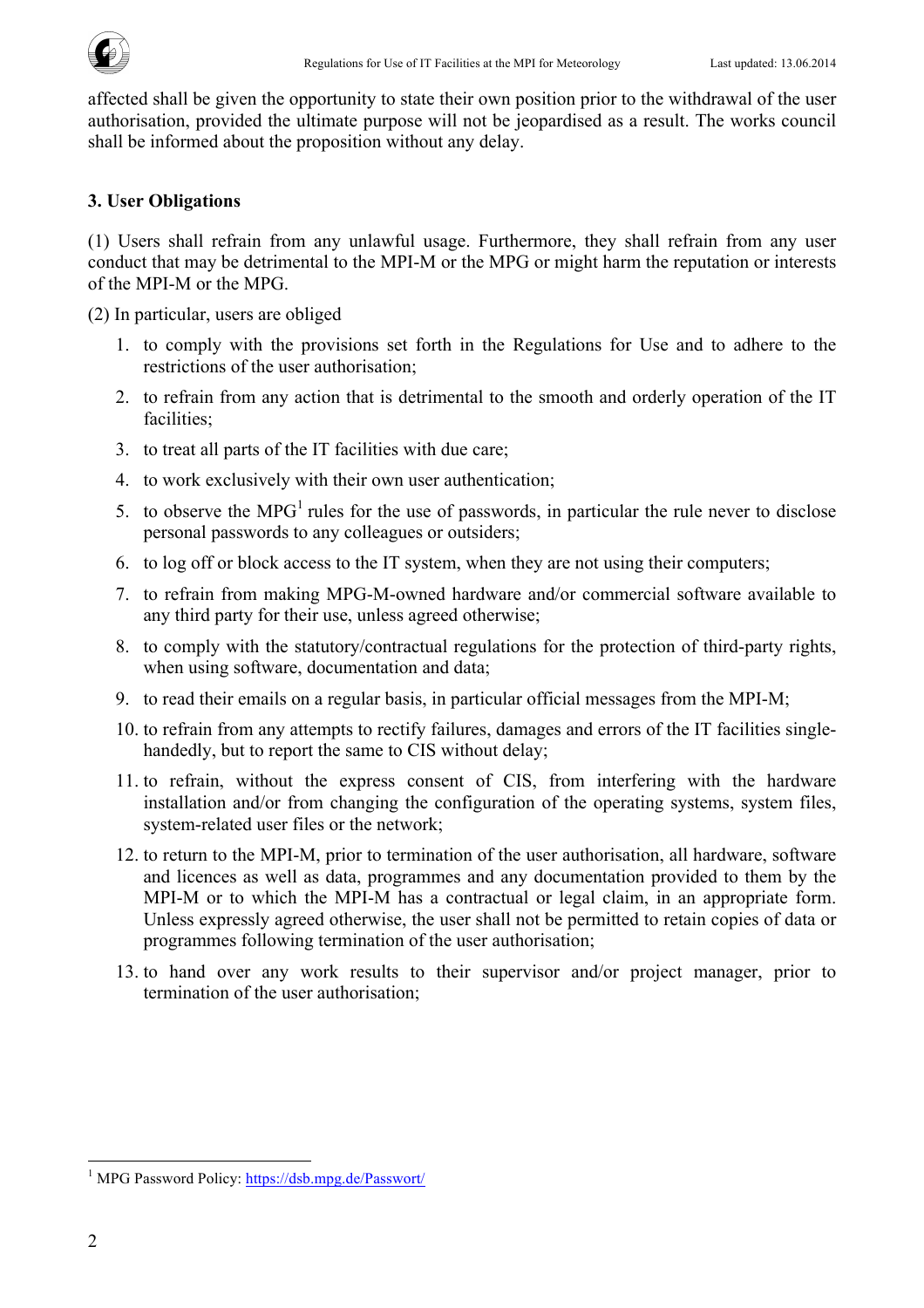affected shall be given the opportunity to state their own position prior to the withdrawal of the user authorisation, provided the ultimate purpose will not be jeopardised as a result. The works council shall be informed about the proposition without any delay.

### 3. User Obligations

(1) Users shall refrain from any unlawful usage. Furthermore, they shall refrain from any user conduct that may be detrimental to the MPI-M or the MPG or might harm the reputation or interests of the MPI-M or the MPG.

(2) In particular, users are obliged

1. to comply with the provisions set forth in the Regulations for Use and to adhere to the restrictions of the user authorisation;
2. to refrain from any action that is detrimental to the smooth and orderly operation of the IT facilities;
3. to treat all parts of the IT facilities with due care;
4. to work exclusively with their own user authentication;
5. to observe the MPG[1] rules for the use of passwords, in particular the rule never to disclose personal passwords to any colleagues or outsiders;
6. to log off or block access to the IT system, when they are not using their computers;
7. to refrain from making MPG-M-owned hardware and/or commercial software available to any third party for their use, unless agreed otherwise;
8. to comply with the statutory/contractual regulations for the protection of third-party rights, when using software, documentation and data;
9. to read their emails on a regular basis, in particular official messages from the MPI-M;
10. to refrain from any attempts to rectify failures, damages and errors of the IT facilities single-handedly, but to report the same to CIS without delay;
11. to refrain, without the express consent of CIS, from interfering with the hardware installation and/or from changing the configuration of the operating systems, system files, system-related user files or the network;
12. to return to the MPI-M, prior to termination of the user authorisation, all hardware, software and licences as well as data, programmes and any documentation provided to them by the MPI-M or to which the MPI-M has a contractual or legal claim, in an appropriate form. Unless expressly agreed otherwise, the user shall not be permitted to retain copies of data or programmes following termination of the user authorisation;
13. to hand over any work results to their supervisor and/or project manager, prior to termination of the user authorisation;

---

[1] MPG Password Policy: https://dsb.mpg.de/Passwort/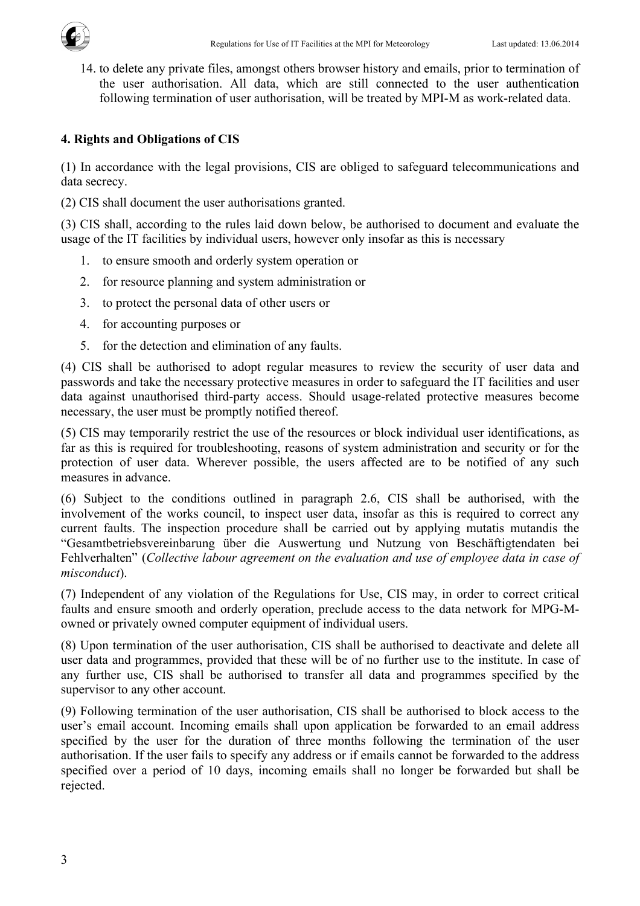14. to delete any private files, amongst others browser history and emails, prior to termination of the user authorisation. All data, which are still connected to the user authentication following termination of user authorisation, will be treated by MPI-M as work-related data.

### 4. Rights and Obligations of CIS

(1) In accordance with the legal provisions, CIS are obliged to safeguard telecommunications and data secrecy.

(2) CIS shall document the user authorisations granted.

(3) CIS shall, according to the rules laid down below, be authorised to document and evaluate the usage of the IT facilities by individual users, however only insofar as this is necessary

1. to ensure smooth and orderly system operation or
2. for resource planning and system administration or
3. to protect the personal data of other users or
4. for accounting purposes or
5. for the detection and elimination of any faults.

(4) CIS shall be authorised to adopt regular measures to review the security of user data and passwords and take the necessary protective measures in order to safeguard the IT facilities and user data against unauthorised third-party access. Should usage-related protective measures become necessary, the user must be promptly notified thereof.

(5) CIS may temporarily restrict the use of the resources or block individual user identifications, as far as this is required for troubleshooting, reasons of system administration and security or for the protection of user data. Wherever possible, the users affected are to be notified of any such measures in advance.

(6) Subject to the conditions outlined in paragraph 2.6, CIS shall be authorised, with the involvement of the works council, to inspect user data, insofar as this is required to correct any current faults. The inspection procedure shall be carried out by applying mutatis mutandis the "Gesamtbetriebsvereinbarung über die Auswertung und Nutzung von Beschäftigtendaten bei Fehlverhalten" (*Collective labour agreement on the evaluation and use of employee data in case of misconduct*).

(7) Independent of any violation of the Regulations for Use, CIS may, in order to correct critical faults and ensure smooth and orderly operation, preclude access to the data network for MPG-M-owned or privately owned computer equipment of individual users.

(8) Upon termination of the user authorisation, CIS shall be authorised to deactivate and delete all user data and programmes, provided that these will be of no further use to the institute. In case of any further use, CIS shall be authorised to transfer all data and programmes specified by the supervisor to any other account.

(9) Following termination of the user authorisation, CIS shall be authorised to block access to the user's email account. Incoming emails shall upon application be forwarded to an email address specified by the user for the duration of three months following the termination of the user authorisation. If the user fails to specify any address or if emails cannot be forwarded to the address specified over a period of 10 days, incoming emails shall no longer be forwarded but shall be rejected.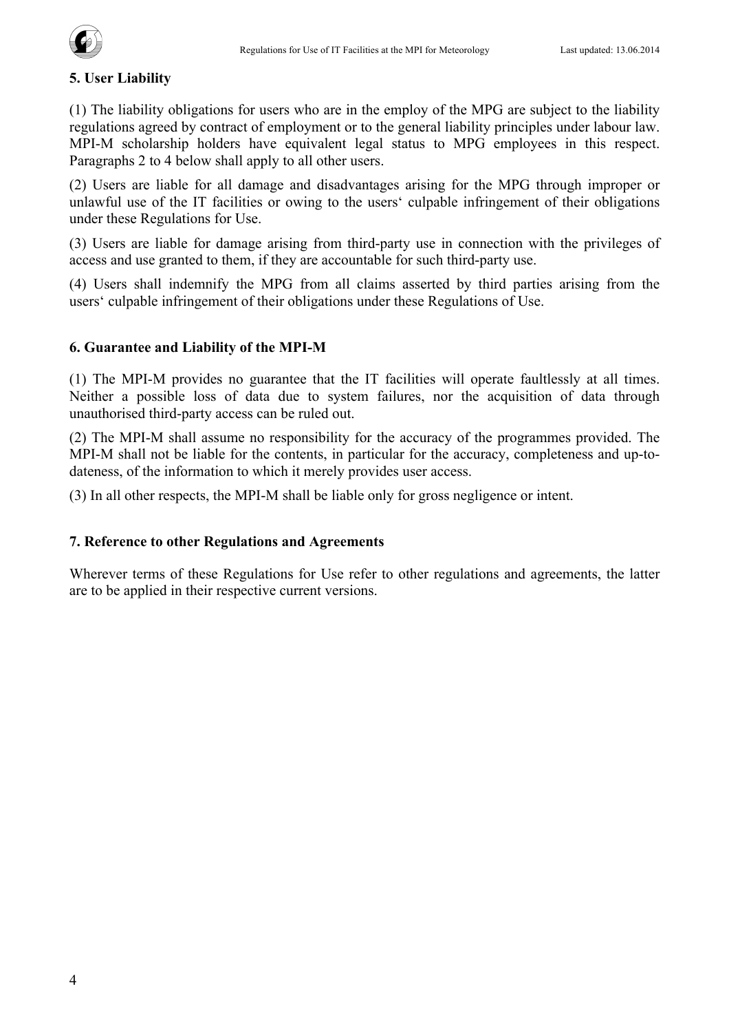## 5. User Liability

(1) The liability obligations for users who are in the employ of the MPG are subject to the liability regulations agreed by contract of employment or to the general liability principles under labour law. MPI-M scholarship holders have equivalent legal status to MPG employees in this respect. Paragraphs 2 to 4 below shall apply to all other users.

(2) Users are liable for all damage and disadvantages arising for the MPG through improper or unlawful use of the IT facilities or owing to the users‘ culpable infringement of their obligations under these Regulations for Use.

(3) Users are liable for damage arising from third-party use in connection with the privileges of access and use granted to them, if they are accountable for such third-party use.

(4) Users shall indemnify the MPG from all claims asserted by third parties arising from the users‘ culpable infringement of their obligations under these Regulations of Use.

## 6. Guarantee and Liability of the MPI-M

(1) The MPI-M provides no guarantee that the IT facilities will operate faultlessly at all times. Neither a possible loss of data due to system failures, nor the acquisition of data through unauthorised third-party access can be ruled out.

(2) The MPI-M shall assume no responsibility for the accuracy of the programmes provided. The MPI-M shall not be liable for the contents, in particular for the accuracy, completeness and up-to-dateness, of the information to which it merely provides user access.

(3) In all other respects, the MPI-M shall be liable only for gross negligence or intent.

## 7. Reference to other Regulations and Agreements

Wherever terms of these Regulations for Use refer to other regulations and agreements, the latter are to be applied in their respective current versions.